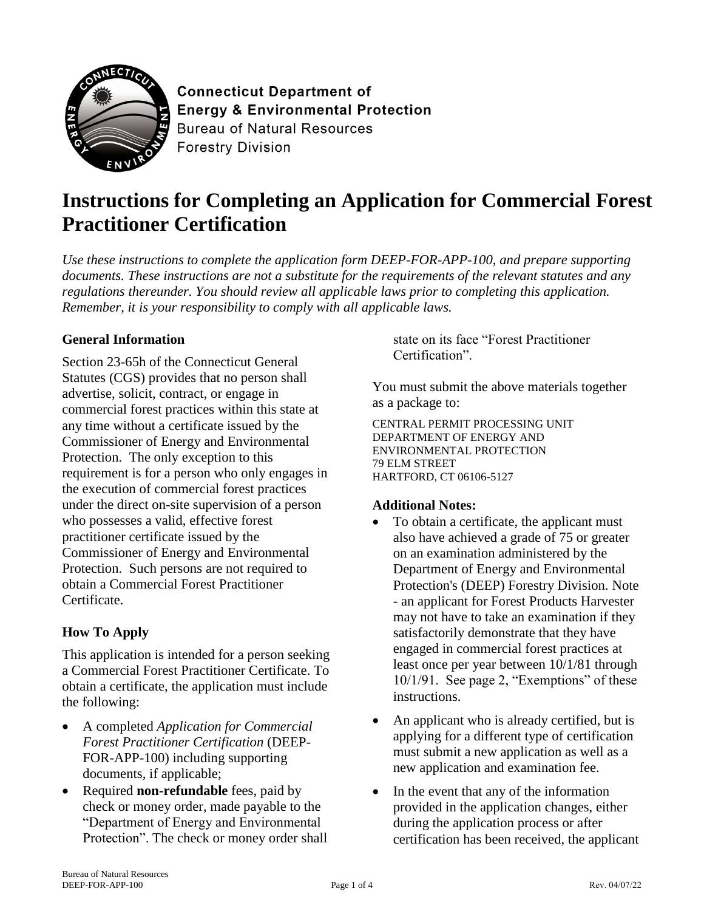**Connecticut Department of Energy & Environmental Protection**
Bureau of Natural Resources
Forestry Division

# Instructions for Completing an Application for Commercial Forest Practitioner Certification

*Use these instructions to complete the application form DEEP-FOR-APP-100, and prepare supporting documents. These instructions are not a substitute for the requirements of the relevant statutes and any regulations thereunder. You should review all applicable laws prior to completing this application. Remember, it is your responsibility to comply with all applicable laws.*

### General Information

Section 23-65h of the Connecticut General Statutes (CGS) provides that no person shall advertise, solicit, contract, or engage in commercial forest practices within this state at any time without a certificate issued by the Commissioner of Energy and Environmental Protection. The only exception to this requirement is for a person who only engages in the execution of commercial forest practices under the direct on-site supervision of a person who possesses a valid, effective forest practitioner certificate issued by the Commissioner of Energy and Environmental Protection. Such persons are not required to obtain a Commercial Forest Practitioner Certificate.

### How To Apply

This application is intended for a person seeking a Commercial Forest Practitioner Certificate. To obtain a certificate, the application must include the following:

- A completed *Application for Commercial Forest Practitioner Certification* (DEEP-FOR-APP-100) including supporting documents, if applicable;
- Required **non-refundable** fees, paid by check or money order, made payable to the "Department of Energy and Environmental Protection". The check or money order shall state on its face "Forest Practitioner Certification".

You must submit the above materials together as a package to:

CENTRAL PERMIT PROCESSING UNIT
DEPARTMENT OF ENERGY AND ENVIRONMENTAL PROTECTION
79 ELM STREET
HARTFORD, CT 06106-5127

### Additional Notes:

- To obtain a certificate, the applicant must also have achieved a grade of 75 or greater on an examination administered by the Department of Energy and Environmental Protection's (DEEP) Forestry Division. Note - an applicant for Forest Products Harvester may not have to take an examination if they satisfactorily demonstrate that they have engaged in commercial forest practices at least once per year between 10/1/81 through 10/1/91. See page 2, "Exemptions" of these instructions.
- An applicant who is already certified, but is applying for a different type of certification must submit a new application as well as a new application and examination fee.
- In the event that any of the information provided in the application changes, either during the application process or after certification has been received, the applicant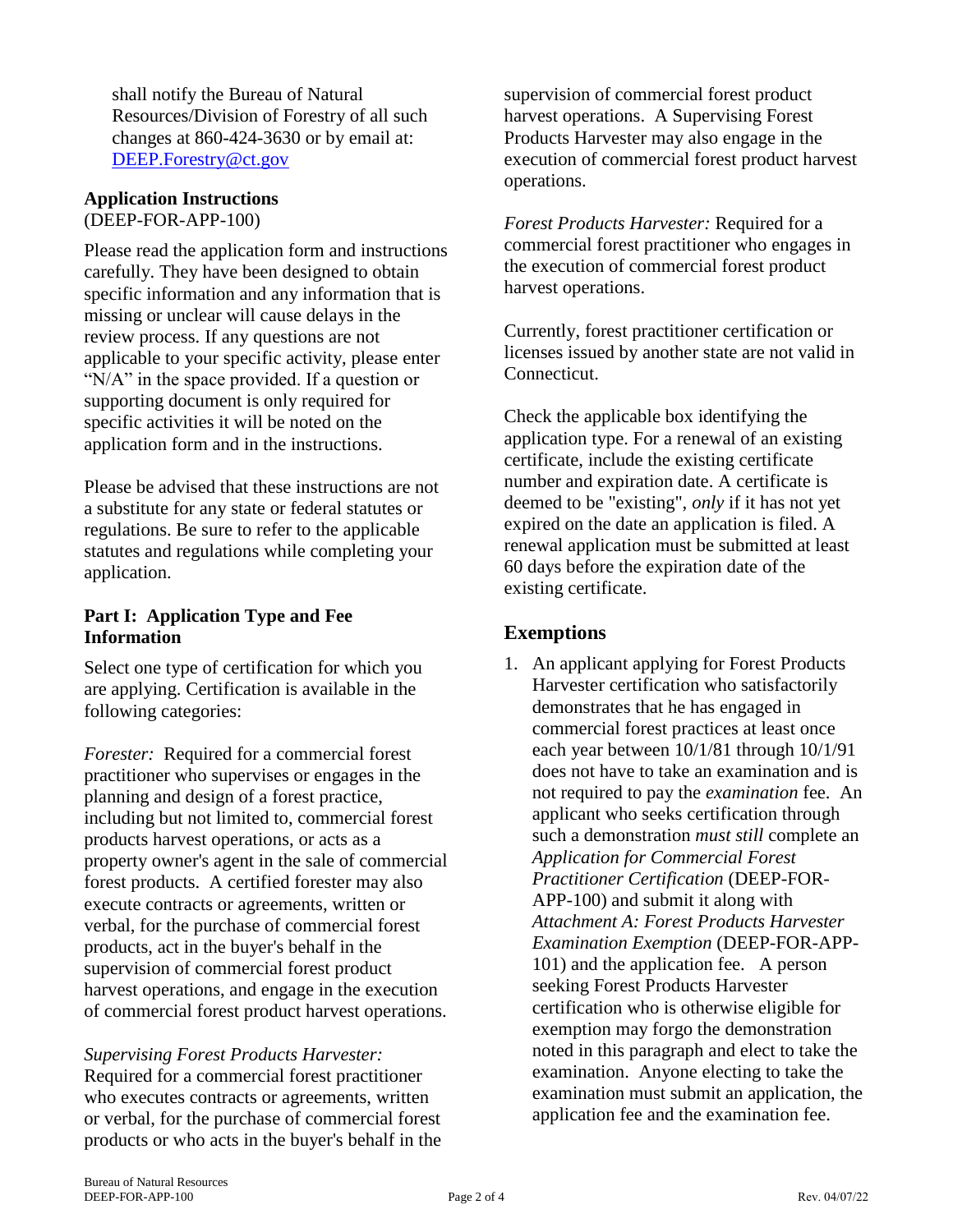shall notify the Bureau of Natural Resources/Division of Forestry of all such changes at 860-424-3630 or by email at: [DEEP.Forestry@ct.gov](mailto:DEEP.Forestry@ct.gov)

**Application Instructions**
(DEEP-FOR-APP-100)

Please read the application form and instructions carefully. They have been designed to obtain specific information and any information that is missing or unclear will cause delays in the review process. If any questions are not applicable to your specific activity, please enter "N/A" in the space provided. If a question or supporting document is only required for specific activities it will be noted on the application form and in the instructions.

Please be advised that these instructions are not a substitute for any state or federal statutes or regulations. Be sure to refer to the applicable statutes and regulations while completing your application.

**Part I: Application Type and Fee Information**

Select one type of certification for which you are applying. Certification is available in the following categories:

*Forester:* Required for a commercial forest practitioner who supervises or engages in the planning and design of a forest practice, including but not limited to, commercial forest products harvest operations, or acts as a property owner's agent in the sale of commercial forest products. A certified forester may also execute contracts or agreements, written or verbal, for the purchase of commercial forest products, act in the buyer's behalf in the supervision of commercial forest product harvest operations, and engage in the execution of commercial forest product harvest operations.

*Supervising Forest Products Harvester:* Required for a commercial forest practitioner who executes contracts or agreements, written or verbal, for the purchase of commercial forest products or who acts in the buyer's behalf in the supervision of commercial forest product harvest operations. A Supervising Forest Products Harvester may also engage in the execution of commercial forest product harvest operations.

*Forest Products Harvester:* Required for a commercial forest practitioner who engages in the execution of commercial forest product harvest operations.

Currently, forest practitioner certification or licenses issued by another state are not valid in Connecticut.

Check the applicable box identifying the application type. For a renewal of an existing certificate, include the existing certificate number and expiration date. A certificate is deemed to be "existing", *only* if it has not yet expired on the date an application is filed. A renewal application must be submitted at least 60 days before the expiration date of the existing certificate.

## Exemptions

1. An applicant applying for Forest Products Harvester certification who satisfactorily demonstrates that he has engaged in commercial forest practices at least once each year between 10/1/81 through 10/1/91 does not have to take an examination and is not required to pay the *examination* fee. An applicant who seeks certification through such a demonstration *must still* complete an *Application for Commercial Forest Practitioner Certification* (DEEP-FOR-APP-100) and submit it along with *Attachment A: Forest Products Harvester Examination Exemption* (DEEP-FOR-APP-101) and the application fee. A person seeking Forest Products Harvester certification who is otherwise eligible for exemption may forgo the demonstration noted in this paragraph and elect to take the examination. Anyone electing to take the examination must submit an application, the application fee and the examination fee.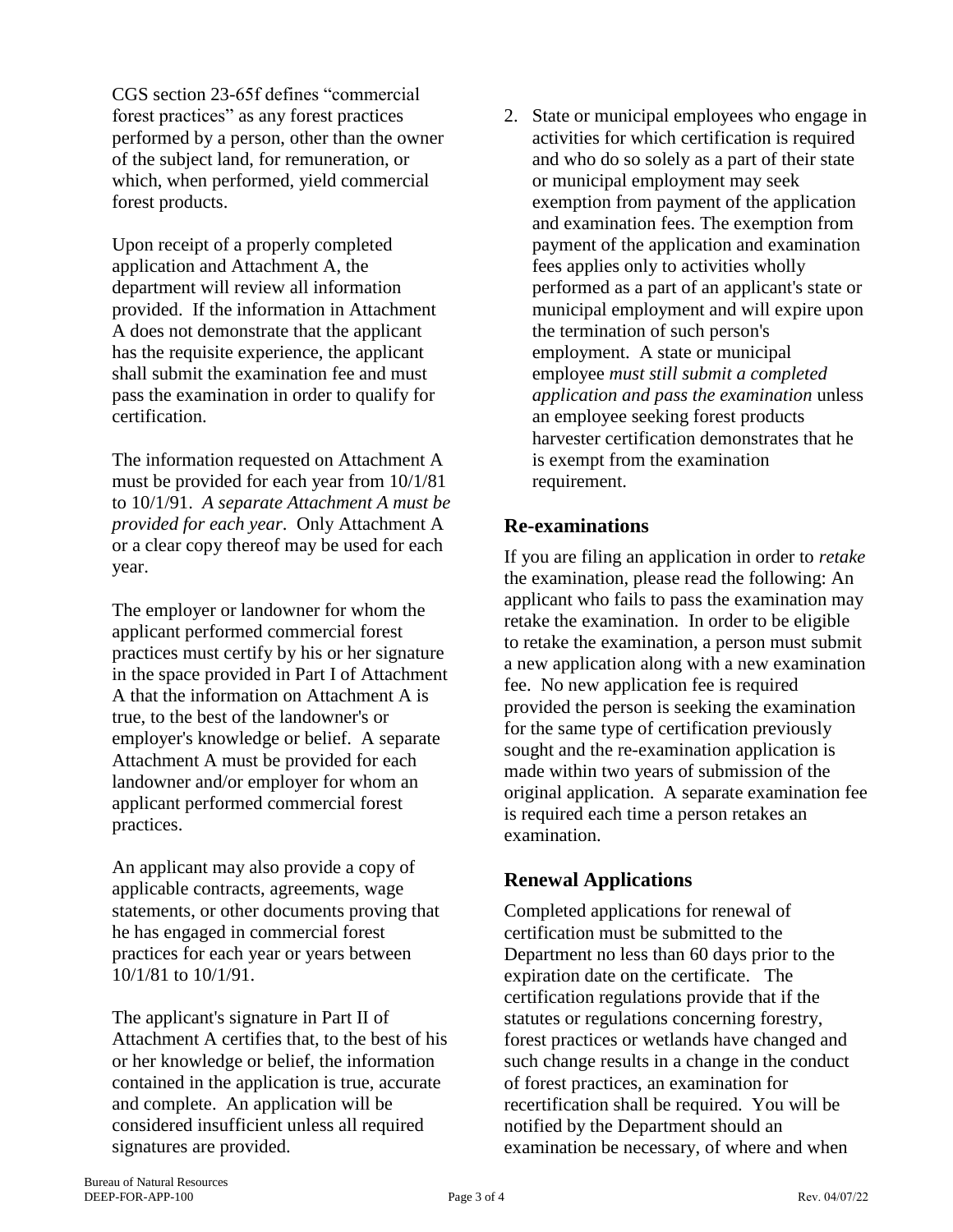CGS section 23-65f defines "commercial forest practices" as any forest practices performed by a person, other than the owner of the subject land, for remuneration, or which, when performed, yield commercial forest products.

Upon receipt of a properly completed application and Attachment A, the department will review all information provided. If the information in Attachment A does not demonstrate that the applicant has the requisite experience, the applicant shall submit the examination fee and must pass the examination in order to qualify for certification.

The information requested on Attachment A must be provided for each year from 10/1/81 to 10/1/91. *A separate Attachment A must be provided for each year*. Only Attachment A or a clear copy thereof may be used for each year.

The employer or landowner for whom the applicant performed commercial forest practices must certify by his or her signature in the space provided in Part I of Attachment A that the information on Attachment A is true, to the best of the landowner's or employer's knowledge or belief. A separate Attachment A must be provided for each landowner and/or employer for whom an applicant performed commercial forest practices.

An applicant may also provide a copy of applicable contracts, agreements, wage statements, or other documents proving that he has engaged in commercial forest practices for each year or years between 10/1/81 to 10/1/91.

The applicant's signature in Part II of Attachment A certifies that, to the best of his or her knowledge or belief, the information contained in the application is true, accurate and complete. An application will be considered insufficient unless all required signatures are provided.

2. State or municipal employees who engage in activities for which certification is required and who do so solely as a part of their state or municipal employment may seek exemption from payment of the application and examination fees. The exemption from payment of the application and examination fees applies only to activities wholly performed as a part of an applicant's state or municipal employment and will expire upon the termination of such person's employment. A state or municipal employee *must still submit a completed application and pass the examination* unless an employee seeking forest products harvester certification demonstrates that he is exempt from the examination requirement.

## Re-examinations

If you are filing an application in order to *retake* the examination, please read the following: An applicant who fails to pass the examination may retake the examination. In order to be eligible to retake the examination, a person must submit a new application along with a new examination fee. No new application fee is required provided the person is seeking the examination for the same type of certification previously sought and the re-examination application is made within two years of submission of the original application. A separate examination fee is required each time a person retakes an examination.

## Renewal Applications

Completed applications for renewal of certification must be submitted to the Department no less than 60 days prior to the expiration date on the certificate. The certification regulations provide that if the statutes or regulations concerning forestry, forest practices or wetlands have changed and such change results in a change in the conduct of forest practices, an examination for recertification shall be required. You will be notified by the Department should an examination be necessary, of where and when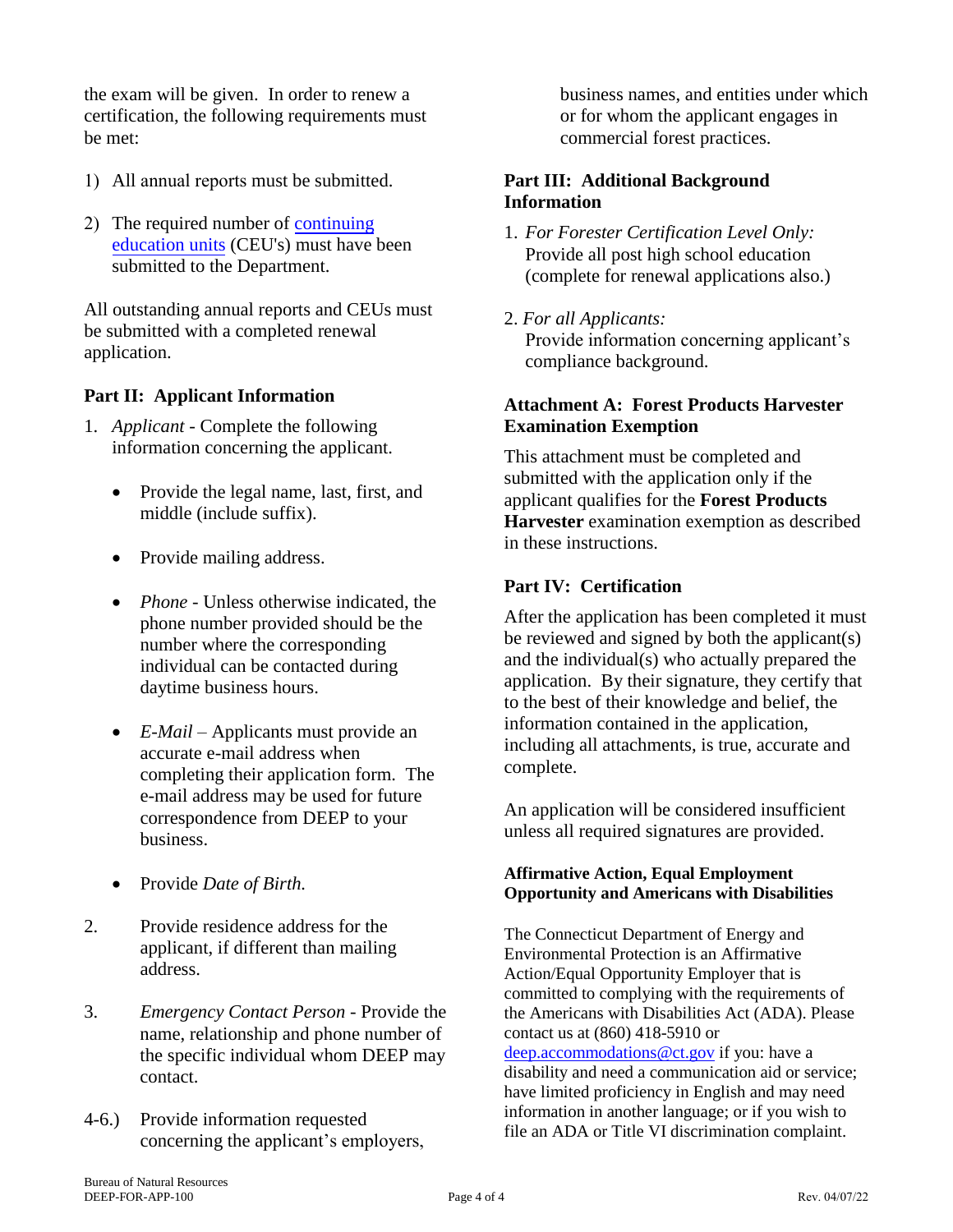the exam will be given. In order to renew a certification, the following requirements must be met:

1) All annual reports must be submitted.

2) The required number of continuing education units (CEU's) must have been submitted to the Department.

All outstanding annual reports and CEUs must be submitted with a completed renewal application.

**Part II: Applicant Information**

1. *Applicant* - Complete the following information concerning the applicant.

   - Provide the legal name, last, first, and middle (include suffix).

   - Provide mailing address.

   - *Phone* - Unless otherwise indicated, the phone number provided should be the number where the corresponding individual can be contacted during daytime business hours.

   - *E-Mail* – Applicants must provide an accurate e-mail address when completing their application form. The e-mail address may be used for future correspondence from DEEP to your business.

   - Provide *Date of Birth.*

2. Provide residence address for the applicant, if different than mailing address.

3. *Emergency Contact Person* - Provide the name, relationship and phone number of the specific individual whom DEEP may contact.

4-6.) Provide information requested concerning the applicant's employers, business names, and entities under which or for whom the applicant engages in commercial forest practices.

**Part III: Additional Background Information**

1. *For Forester Certification Level Only:* Provide all post high school education (complete for renewal applications also.)

2. *For all Applicants:* Provide information concerning applicant's compliance background.

**Attachment A: Forest Products Harvester Examination Exemption**

This attachment must be completed and submitted with the application only if the applicant qualifies for the **Forest Products Harvester** examination exemption as described in these instructions.

**Part IV: Certification**

After the application has been completed it must be reviewed and signed by both the applicant(s) and the individual(s) who actually prepared the application. By their signature, they certify that to the best of their knowledge and belief, the information contained in the application, including all attachments, is true, accurate and complete.

An application will be considered insufficient unless all required signatures are provided.

**Affirmative Action, Equal Employment Opportunity and Americans with Disabilities**

The Connecticut Department of Energy and Environmental Protection is an Affirmative Action/Equal Opportunity Employer that is committed to complying with the requirements of the Americans with Disabilities Act (ADA). Please contact us at (860) 418-5910 or deep.accommodations@ct.gov if you: have a disability and need a communication aid or service; have limited proficiency in English and may need information in another language; or if you wish to file an ADA or Title VI discrimination complaint.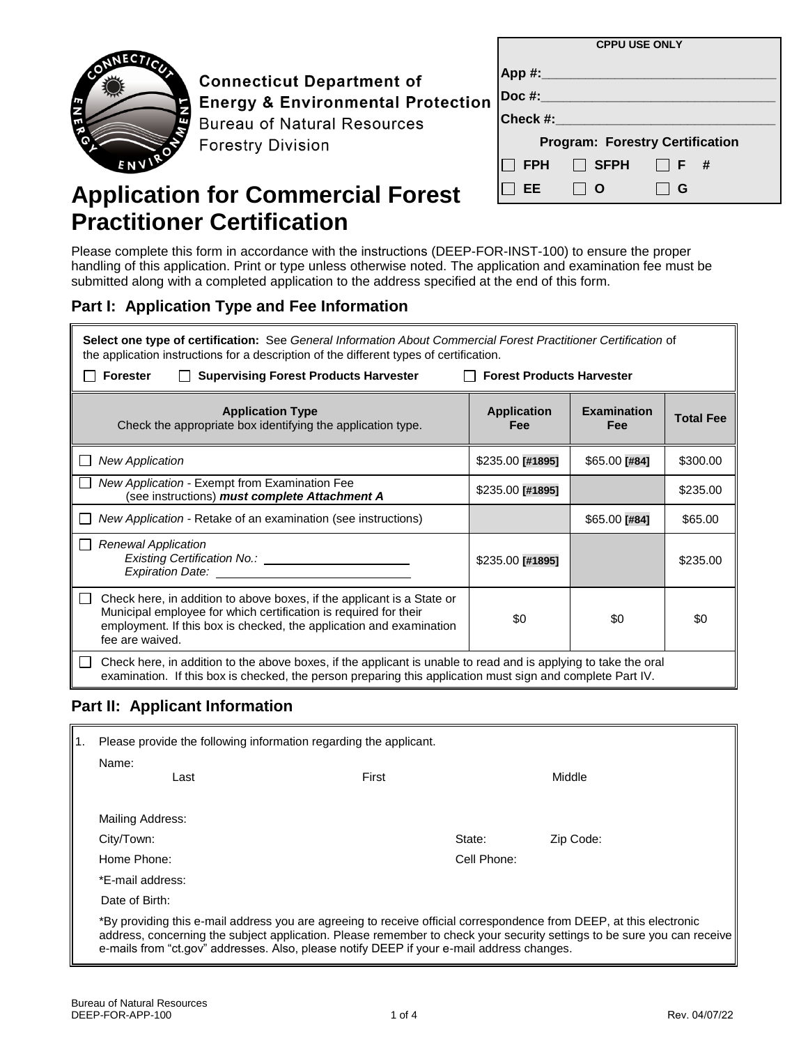Connecticut Department of Energy & Environmental Protection
Bureau of Natural Resources
Forestry Division

| CPPU USE ONLY | | |
|---|---|---|
| App #:______________________________ | | |
| Doc #:______________________________ | | |
| Check #:____________________________ | | |
| Program: Forestry Certification | | |
| ☐ FPH | ☐ SFPH | ☐ F # |
| ☐ EE | ☐ O | ☐ G |

# Application for Commercial Forest Practitioner Certification

Please complete this form in accordance with the instructions (DEEP-FOR-INST-100) to ensure the proper handling of this application. Print or type unless otherwise noted. The application and examination fee must be submitted along with a completed application to the address specified at the end of this form.

## Part I: Application Type and Fee Information

**Select one type of certification:** See *General Information About Commercial Forest Practitioner Certification* of the application instructions for a description of the different types of certification.

☐ **Forester** ☐ **Supervising Forest Products Harvester** ☐ **Forest Products Harvester**

| **Application Type** Check the appropriate box identifying the application type. | **Application Fee** | **Examination Fee** | **Total Fee** |
|---|---|---|---|
| ☐ *New Application* | $235.00 **[#1895]** | $65.00 **[#84]** | $300.00 |
| ☐ *New Application* - Exempt from Examination Fee (see instructions) ***must complete Attachment A*** | $235.00 **[#1895]** | | $235.00 |
| ☐ *New Application* - Retake of an examination (see instructions) | | $65.00 **[#84]** | $65.00 |
| ☐ *Renewal Application* *Existing Certification No.:* ____________ *Expiration Date:* ____________ | $235.00 **[#1895]** | | $235.00 |
| ☐ Check here, in addition to above boxes, if the applicant is a State or Municipal employee for which certification is required for their employment. If this box is checked, the application and examination fee are waived. | $0 | $0 | $0 |
| ☐ Check here, in addition to the above boxes, if the applicant is unable to read and is applying to take the oral examination. If this box is checked, the person preparing this application must sign and complete Part IV. | | | |

## Part II: Applicant Information

1. Please provide the following information regarding the applicant.

   Name:
   Last First Middle

   Mailing Address:

   City/Town: State: Zip Code:

   Home Phone: Cell Phone:

   *E-mail address:

   Date of Birth:

   *By providing this e-mail address you are agreeing to receive official correspondence from DEEP, at this electronic address, concerning the subject application. Please remember to check your security settings to be sure you can receive e-mails from "ct.gov" addresses. Also, please notify DEEP if your e-mail address changes.

Bureau of Natural Resources
DEEP-FOR-APP-100 Rev. 04/07/22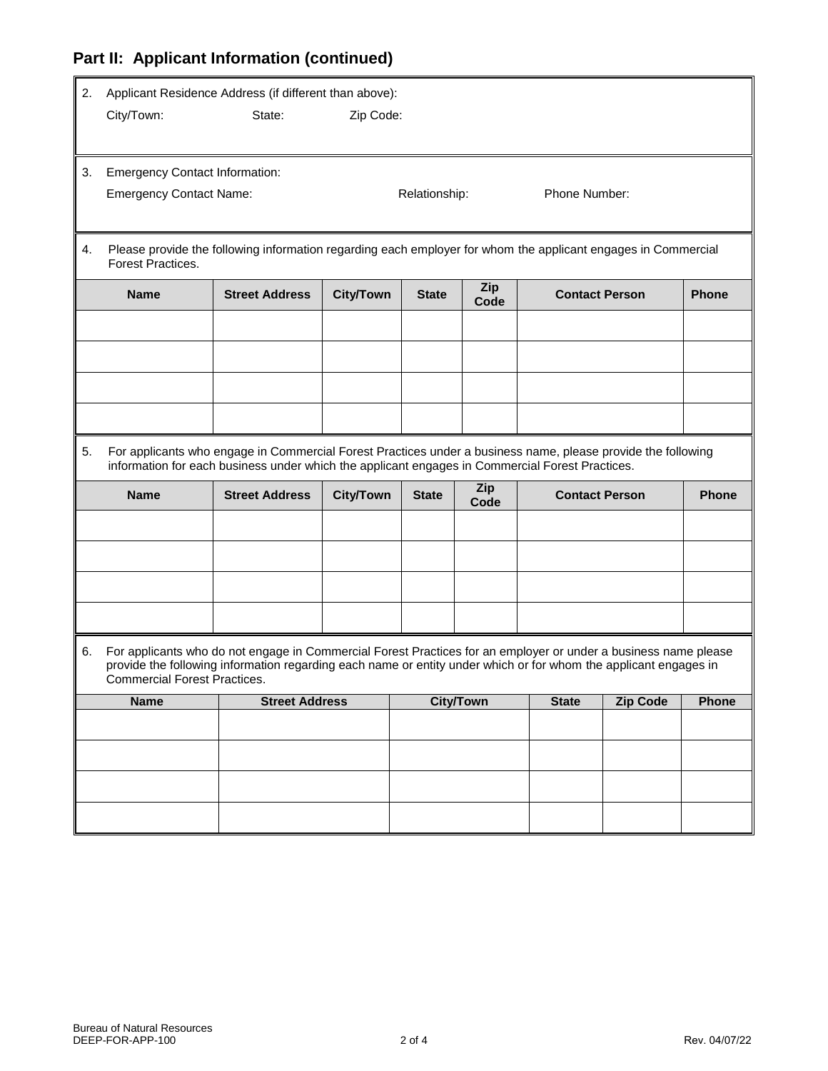## Part II: Applicant Information (continued)

2. Applicant Residence Address (if different than above):

   City/Town: State: Zip Code:

3. Emergency Contact Information:

   Emergency Contact Name: Relationship: Phone Number:

4. Please provide the following information regarding each employer for whom the applicant engages in Commercial Forest Practices.

| Name | Street Address | City/Town | State | Zip Code | Contact Person | Phone |
|---|---|---|---|---|---|---|
| | | | | | | |
| | | | | | | |
| | | | | | | |
| | | | | | | |

5. For applicants who engage in Commercial Forest Practices under a business name, please provide the following information for each business under which the applicant engages in Commercial Forest Practices.

| Name | Street Address | City/Town | State | Zip Code | Contact Person | Phone |
|---|---|---|---|---|---|---|
| | | | | | | |
| | | | | | | |
| | | | | | | |
| | | | | | | |

6. For applicants who do not engage in Commercial Forest Practices for an employer or under a business name please provide the following information regarding each name or entity under which or for whom the applicant engages in Commercial Forest Practices.

| Name | Street Address | City/Town | State | Zip Code | Phone |
|---|---|---|---|---|---|
| | | | | | |
| | | | | | |
| | | | | | |
| | | | | | |

Bureau of Natural Resources
DEEP-FOR-APP-100

Rev. 04/07/22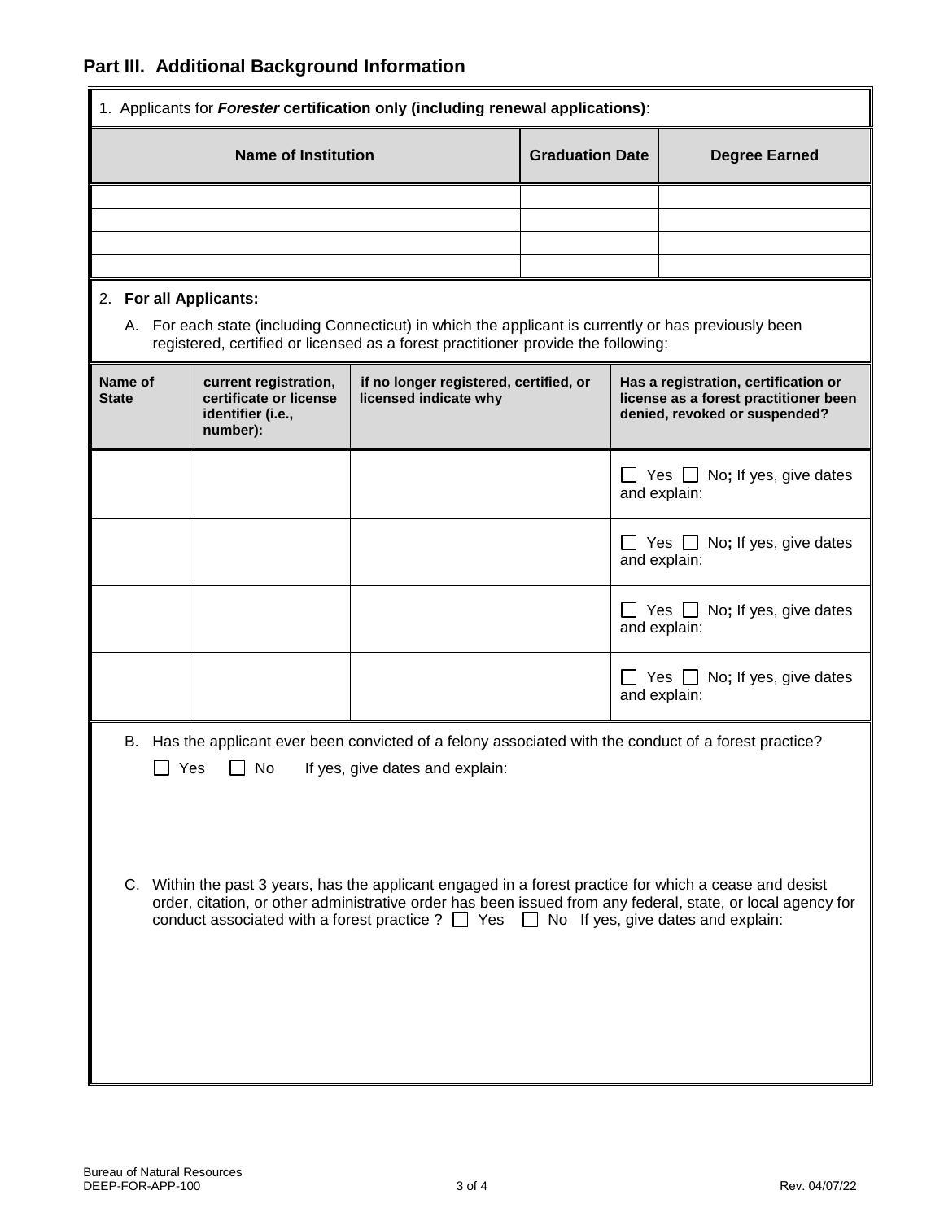## Part III. Additional Background Information

1. Applicants for ***Forester*** **certification only (including renewal applications)**:

| Name of Institution | Graduation Date | Degree Earned |
|---|---|---|
| | | |
| | | |
| | | |
| | | |

2. **For all Applicants:**

   A. For each state (including Connecticut) in which the applicant is currently or has previously been registered, certified or licensed as a forest practitioner provide the following:

| Name of State | current registration, certificate or license identifier (i.e., number): | if no longer registered, certified, or licensed indicate why | Has a registration, certification or license as a forest practitioner been denied, revoked or suspended? |
|---|---|---|---|
| | | | ☐ Yes ☐ No; If yes, give dates and explain: |
| | | | ☐ Yes ☐ No; If yes, give dates and explain: |
| | | | ☐ Yes ☐ No; If yes, give dates and explain: |
| | | | ☐ Yes ☐ No; If yes, give dates and explain: |

   B. Has the applicant ever been convicted of a felony associated with the conduct of a forest practice?

   ☐ Yes ☐ No If yes, give dates and explain:

   C. Within the past 3 years, has the applicant engaged in a forest practice for which a cease and desist order, citation, or other administrative order has been issued from any federal, state, or local agency for conduct associated with a forest practice ? ☐ Yes ☐ No If yes, give dates and explain:

Bureau of Natural Resources
DEEP-FOR-APP-100 Rev. 04/07/22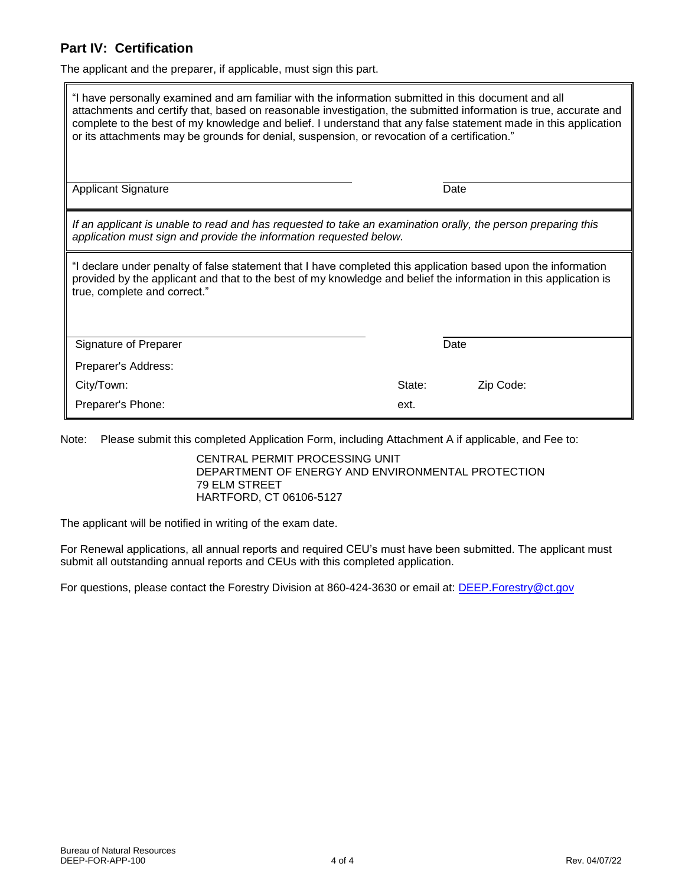## Part IV: Certification

The applicant and the preparer, if applicable, must sign this part.

"I have personally examined and am familiar with the information submitted in this document and all attachments and certify that, based on reasonable investigation, the submitted information is true, accurate and complete to the best of my knowledge and belief. I understand that any false statement made in this application or its attachments may be grounds for denial, suspension, or revocation of a certification."

| Applicant Signature | Date |
|---|---|

*If an applicant is unable to read and has requested to take an examination orally, the person preparing this application must sign and provide the information requested below.*

"I declare under penalty of false statement that I have completed this application based upon the information provided by the applicant and that to the best of my knowledge and belief the information in this application is true, complete and correct."

| Signature of Preparer | | Date |
|---|---|---|
| Preparer's Address: | | |
| City/Town: | State: | Zip Code: |
| Preparer's Phone: | ext. | |

Note: Please submit this completed Application Form, including Attachment A if applicable, and Fee to:

CENTRAL PERMIT PROCESSING UNIT
DEPARTMENT OF ENERGY AND ENVIRONMENTAL PROTECTION
79 ELM STREET
HARTFORD, CT 06106-5127

The applicant will be notified in writing of the exam date.

For Renewal applications, all annual reports and required CEU's must have been submitted. The applicant must submit all outstanding annual reports and CEUs with this completed application.

For questions, please contact the Forestry Division at 860-424-3630 or email at: DEEP.Forestry@ct.gov

Bureau of Natural Resources
DEEP-FOR-APP-100 Rev. 04/07/22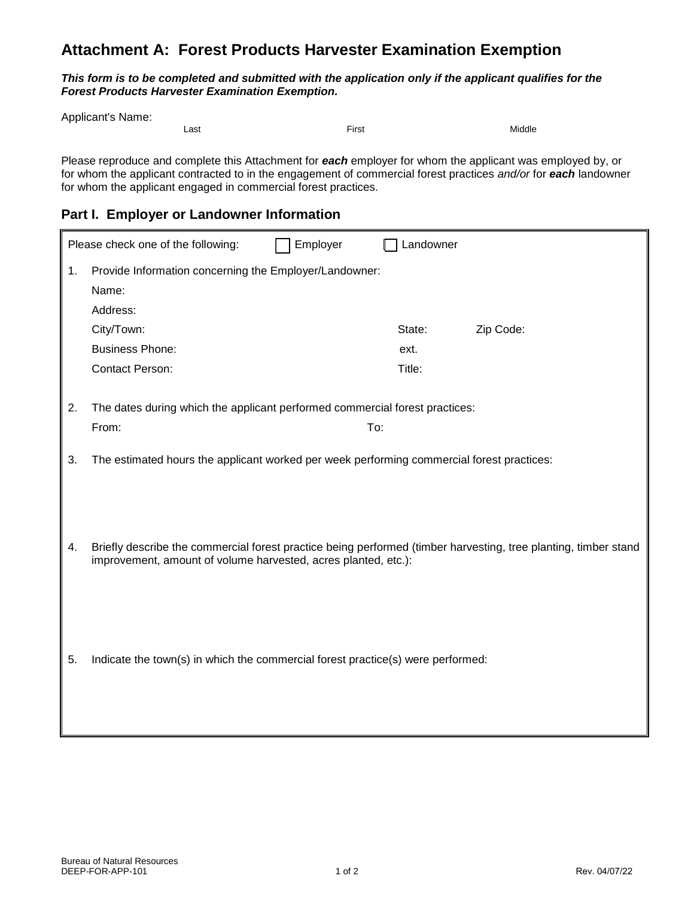# Attachment A: Forest Products Harvester Examination Exemption

***This form is to be completed and submitted with the application only if the applicant qualifies for the Forest Products Harvester Examination Exemption.***

Applicant's Name:

Last First Middle

Please reproduce and complete this Attachment for ***each*** employer for whom the applicant was employed by, or for whom the applicant contracted to in the engagement of commercial forest practices *and/or* for ***each*** landowner for whom the applicant engaged in commercial forest practices.

## Part I. Employer or Landowner Information

Please check one of the following: ☐ Employer ☐ Landowner

1. Provide Information concerning the Employer/Landowner:

   Name:

   Address:

   City/Town: State: Zip Code:

   Business Phone: ext.

   Contact Person: Title:

2. The dates during which the applicant performed commercial forest practices:

   From: To:

3. The estimated hours the applicant worked per week performing commercial forest practices:

4. Briefly describe the commercial forest practice being performed (timber harvesting, tree planting, timber stand improvement, amount of volume harvested, acres planted, etc.):

5. Indicate the town(s) in which the commercial forest practice(s) were performed:

Bureau of Natural Resources
DEEP-FOR-APP-101 Rev. 04/07/22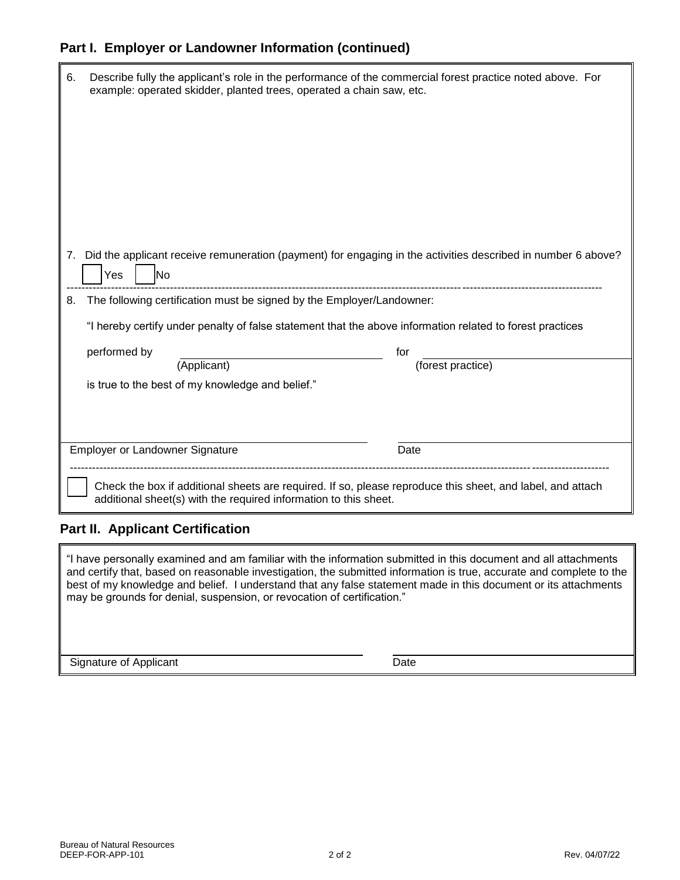## Part I. Employer or Landowner Information (continued)

6. Describe fully the applicant's role in the performance of the commercial forest practice noted above. For example: operated skidder, planted trees, operated a chain saw, etc.

7. Did the applicant receive remuneration (payment) for engaging in the activities described in number 6 above?

☐ Yes ☐ No

8. The following certification must be signed by the Employer/Landowner:

"I hereby certify under penalty of false statement that the above information related to forest practices

performed by ______________________ for ______________________
(Applicant) (forest practice)

is true to the best of my knowledge and belief."

______________________________ ______________________________
Employer or Landowner Signature Date

☐ Check the box if additional sheets are required. If so, please reproduce this sheet, and label, and attach additional sheet(s) with the required information to this sheet.

## Part II. Applicant Certification

"I have personally examined and am familiar with the information submitted in this document and all attachments and certify that, based on reasonable investigation, the submitted information is true, accurate and complete to the best of my knowledge and belief. I understand that any false statement made in this document or its attachments may be grounds for denial, suspension, or revocation of certification."

______________________________ ______________________________
Signature of Applicant Date

Bureau of Natural Resources
DEEP-FOR-APP-101 Rev. 04/07/22